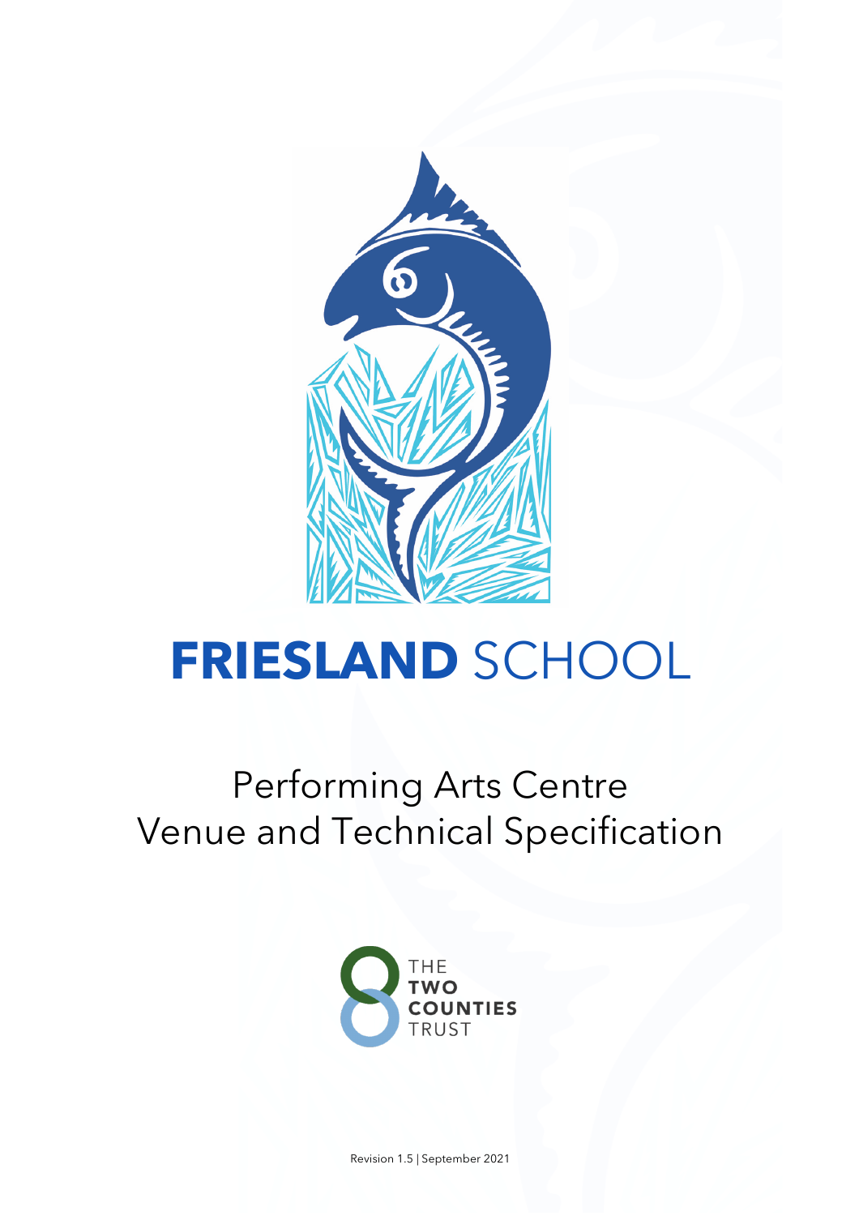# FRIESLAND SCHOOL

## Performing Arts Centre
## Venue and Technical Specification

THE TWO COUNTIES TRUST

Revision 1.5 | September 2021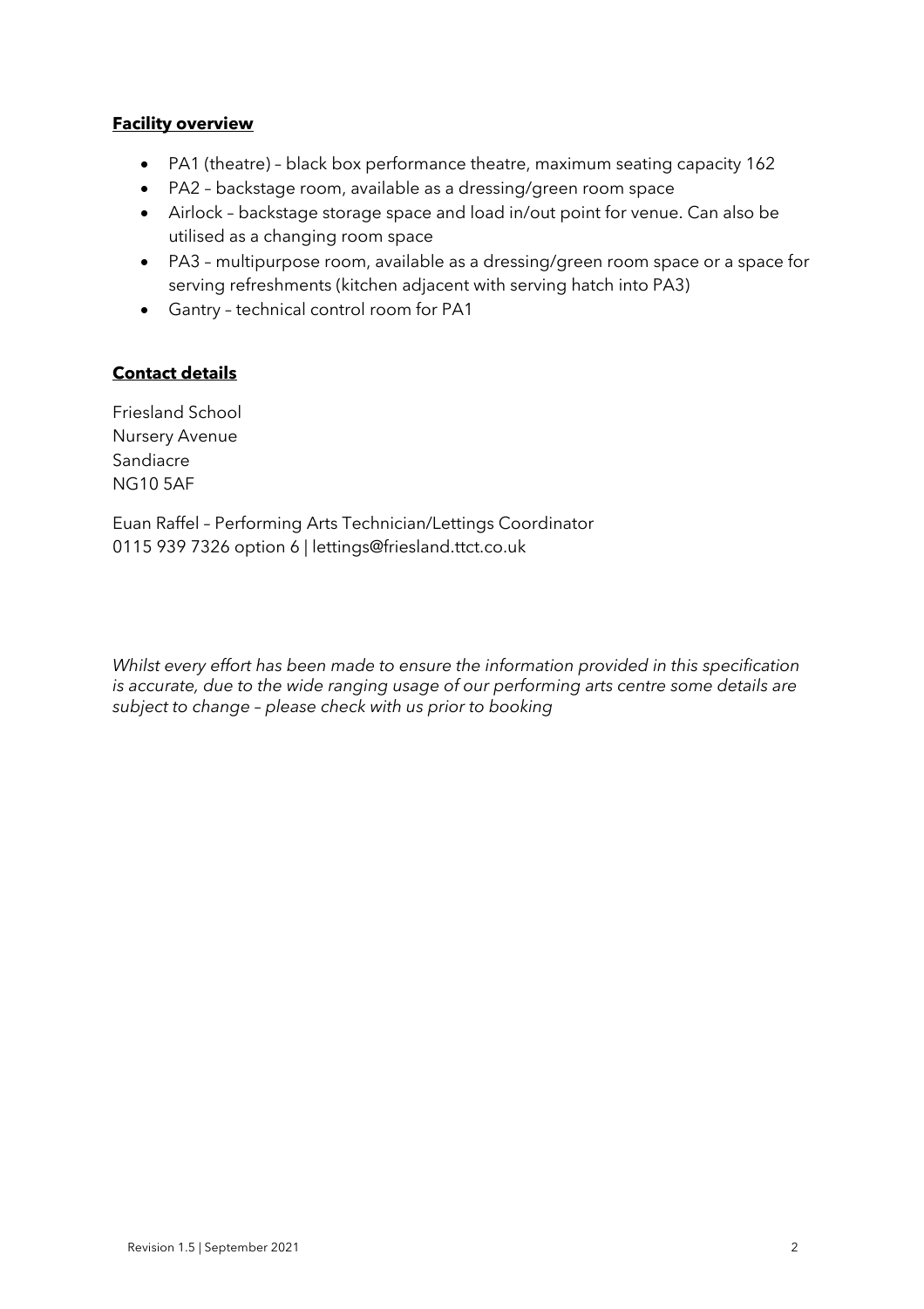## **Facility overview**

- PA1 (theatre) – black box performance theatre, maximum seating capacity 162
- PA2 – backstage room, available as a dressing/green room space
- Airlock – backstage storage space and load in/out point for venue. Can also be utilised as a changing room space
- PA3 – multipurpose room, available as a dressing/green room space or a space for serving refreshments (kitchen adjacent with serving hatch into PA3)
- Gantry – technical control room for PA1

## **Contact details**

Friesland School
Nursery Avenue
Sandiacre
NG10 5AF

Euan Raffel – Performing Arts Technician/Lettings Coordinator
0115 939 7326 option 6 | lettings@friesland.ttct.co.uk

*Whilst every effort has been made to ensure the information provided in this specification is accurate, due to the wide ranging usage of our performing arts centre some details are subject to change – please check with us prior to booking*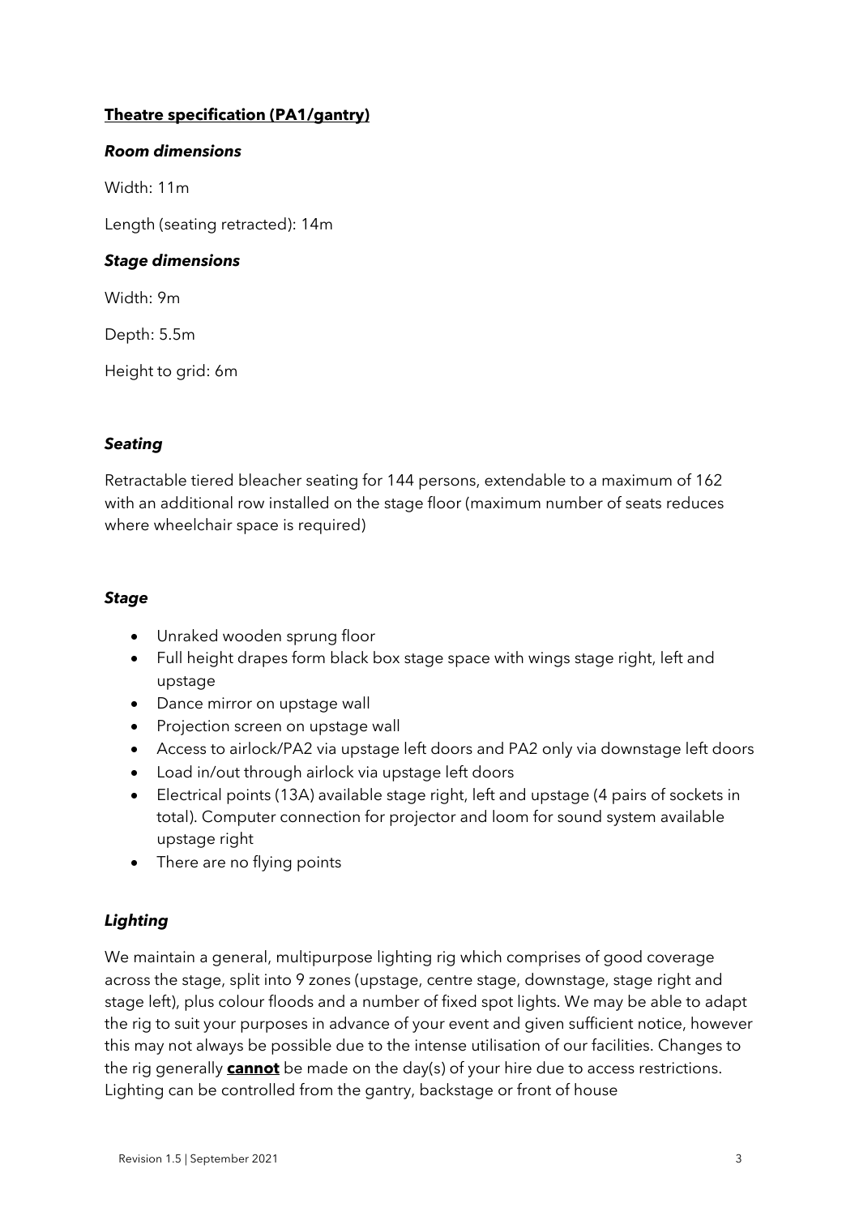## **Theatre specification (PA1/gantry)**

### ***Room dimensions***

Width: 11m

Length (seating retracted): 14m

### ***Stage dimensions***

Width: 9m

Depth: 5.5m

Height to grid: 6m

### ***Seating***

Retractable tiered bleacher seating for 144 persons, extendable to a maximum of 162 with an additional row installed on the stage floor (maximum number of seats reduces where wheelchair space is required)

### ***Stage***

- Unraked wooden sprung floor
- Full height drapes form black box stage space with wings stage right, left and upstage
- Dance mirror on upstage wall
- Projection screen on upstage wall
- Access to airlock/PA2 via upstage left doors and PA2 only via downstage left doors
- Load in/out through airlock via upstage left doors
- Electrical points (13A) available stage right, left and upstage (4 pairs of sockets in total). Computer connection for projector and loom for sound system available upstage right
- There are no flying points

### ***Lighting***

We maintain a general, multipurpose lighting rig which comprises of good coverage across the stage, split into 9 zones (upstage, centre stage, downstage, stage right and stage left), plus colour floods and a number of fixed spot lights. We may be able to adapt the rig to suit your purposes in advance of your event and given sufficient notice, however this may not always be possible due to the intense utilisation of our facilities. Changes to the rig generally **cannot** be made on the day(s) of your hire due to access restrictions. Lighting can be controlled from the gantry, backstage or front of house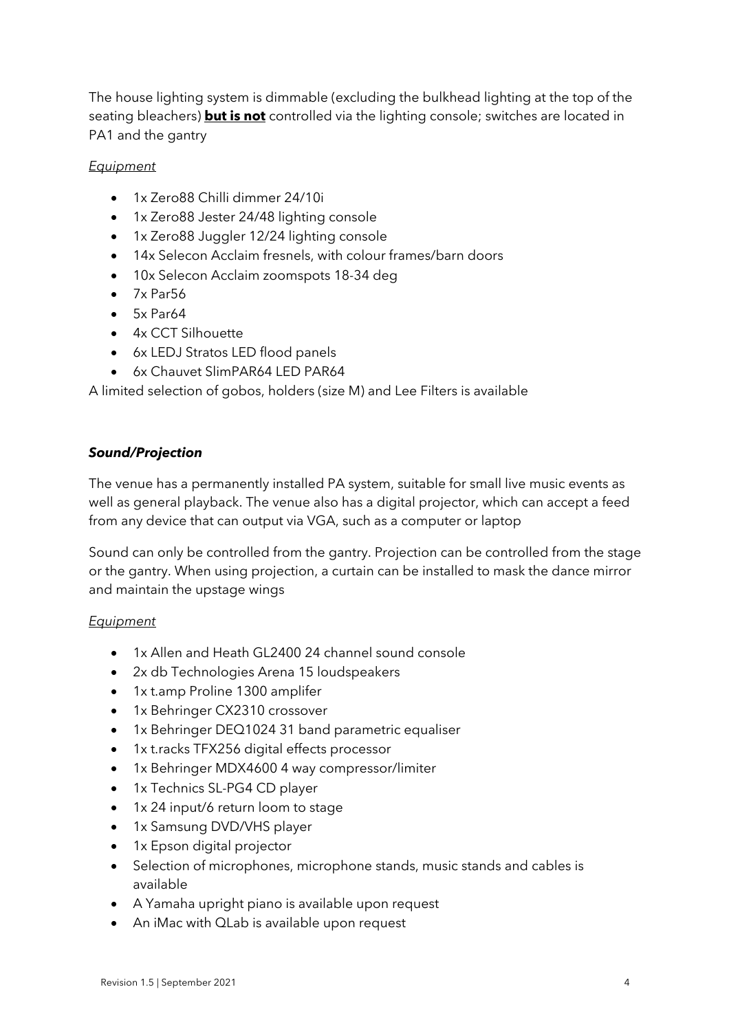The house lighting system is dimmable (excluding the bulkhead lighting at the top of the seating bleachers) **<u>but is not</u>** controlled via the lighting console; switches are located in PA1 and the gantry

*<u>Equipment</u>*

- 1x Zero88 Chilli dimmer 24/10i
- 1x Zero88 Jester 24/48 lighting console
- 1x Zero88 Juggler 12/24 lighting console
- 14x Selecon Acclaim fresnels, with colour frames/barn doors
- 10x Selecon Acclaim zoomspots 18-34 deg
- 7x Par56
- 5x Par64
- 4x CCT Silhouette
- 6x LEDJ Stratos LED flood panels
- 6x Chauvet SlimPAR64 LED PAR64

A limited selection of gobos, holders (size M) and Lee Filters is available

### ***Sound/Projection***

The venue has a permanently installed PA system, suitable for small live music events as well as general playback. The venue also has a digital projector, which can accept a feed from any device that can output via VGA, such as a computer or laptop

Sound can only be controlled from the gantry. Projection can be controlled from the stage or the gantry. When using projection, a curtain can be installed to mask the dance mirror and maintain the upstage wings

*<u>Equipment</u>*

- 1x Allen and Heath GL2400 24 channel sound console
- 2x db Technologies Arena 15 loudspeakers
- 1x t.amp Proline 1300 amplifer
- 1x Behringer CX2310 crossover
- 1x Behringer DEQ1024 31 band parametric equaliser
- 1x t.racks TFX256 digital effects processor
- 1x Behringer MDX4600 4 way compressor/limiter
- 1x Technics SL-PG4 CD player
- 1x 24 input/6 return loom to stage
- 1x Samsung DVD/VHS player
- 1x Epson digital projector
- Selection of microphones, microphone stands, music stands and cables is available
- A Yamaha upright piano is available upon request
- An iMac with QLab is available upon request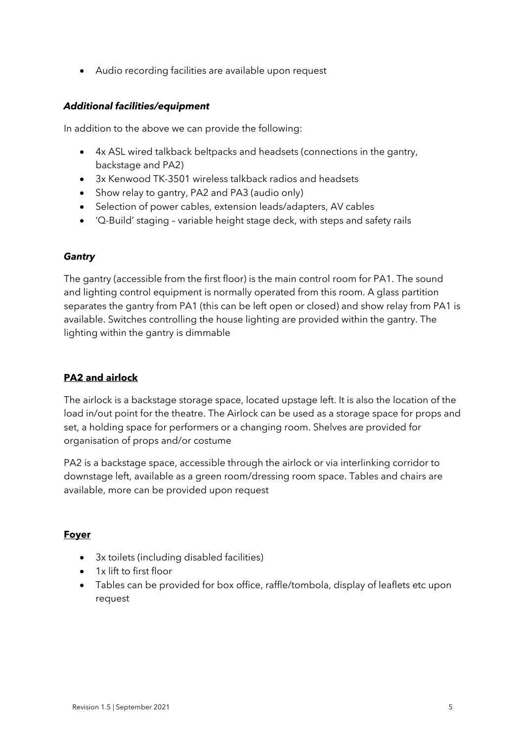- Audio recording facilities are available upon request

### ***Additional facilities/equipment***

In addition to the above we can provide the following:

- 4x ASL wired talkback beltpacks and headsets (connections in the gantry, backstage and PA2)
- 3x Kenwood TK-3501 wireless talkback radios and headsets
- Show relay to gantry, PA2 and PA3 (audio only)
- Selection of power cables, extension leads/adapters, AV cables
- 'Q-Build' staging – variable height stage deck, with steps and safety rails

### ***Gantry***

The gantry (accessible from the first floor) is the main control room for PA1. The sound and lighting control equipment is normally operated from this room. A glass partition separates the gantry from PA1 (this can be left open or closed) and show relay from PA1 is available. Switches controlling the house lighting are provided within the gantry. The lighting within the gantry is dimmable

## **PA2 and airlock**

The airlock is a backstage storage space, located upstage left. It is also the location of the load in/out point for the theatre. The Airlock can be used as a storage space for props and set, a holding space for performers or a changing room. Shelves are provided for organisation of props and/or costume

PA2 is a backstage space, accessible through the airlock or via interlinking corridor to downstage left, available as a green room/dressing room space. Tables and chairs are available, more can be provided upon request

## **Foyer**

- 3x toilets (including disabled facilities)
- 1x lift to first floor
- Tables can be provided for box office, raffle/tombola, display of leaflets etc upon request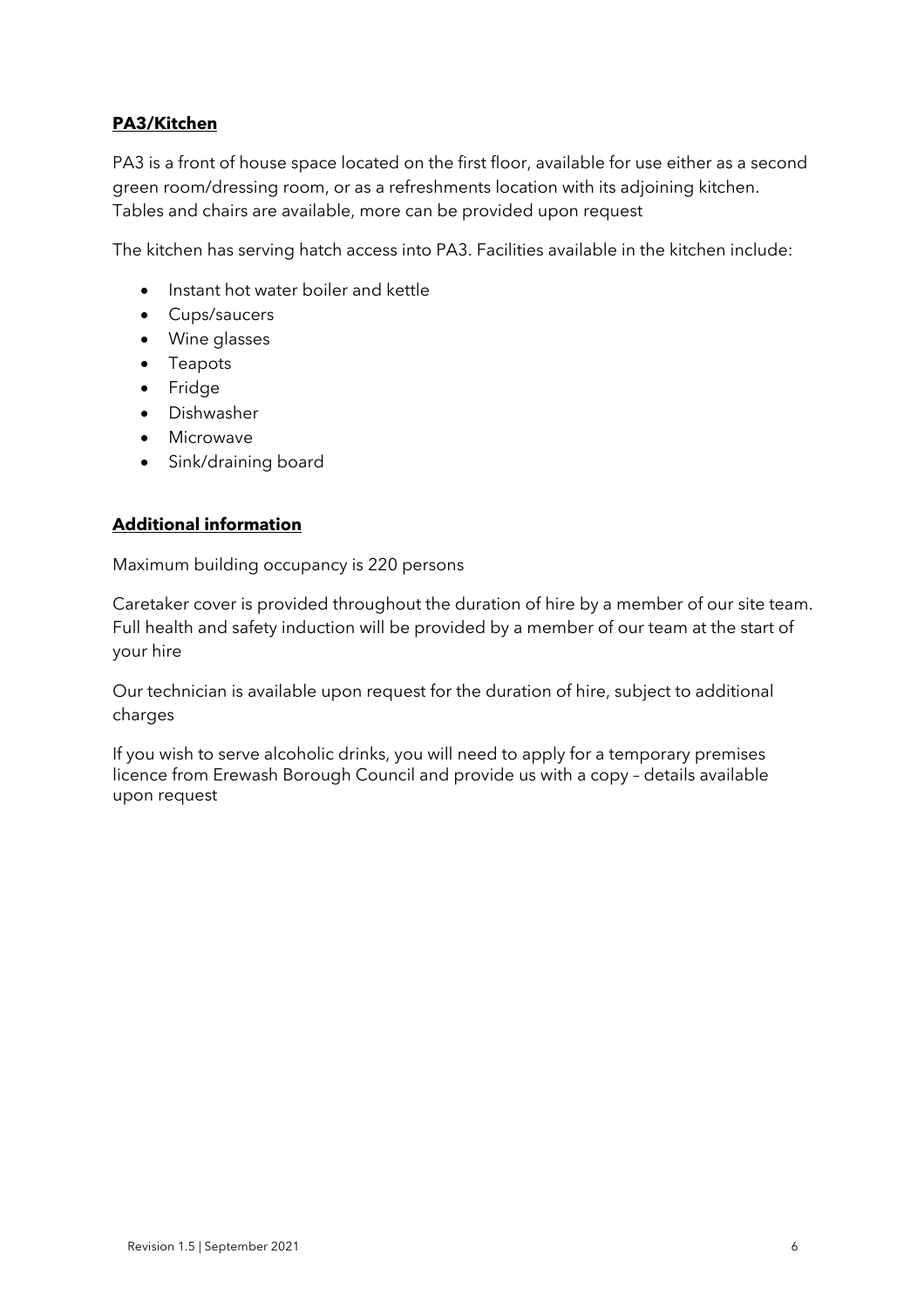## **PA3/Kitchen**

PA3 is a front of house space located on the first floor, available for use either as a second green room/dressing room, or as a refreshments location with its adjoining kitchen. Tables and chairs are available, more can be provided upon request

The kitchen has serving hatch access into PA3. Facilities available in the kitchen include:

- Instant hot water boiler and kettle
- Cups/saucers
- Wine glasses
- Teapots
- Fridge
- Dishwasher
- Microwave
- Sink/draining board

## **Additional information**

Maximum building occupancy is 220 persons

Caretaker cover is provided throughout the duration of hire by a member of our site team. Full health and safety induction will be provided by a member of our team at the start of your hire

Our technician is available upon request for the duration of hire, subject to additional charges

If you wish to serve alcoholic drinks, you will need to apply for a temporary premises licence from Erewash Borough Council and provide us with a copy – details available upon request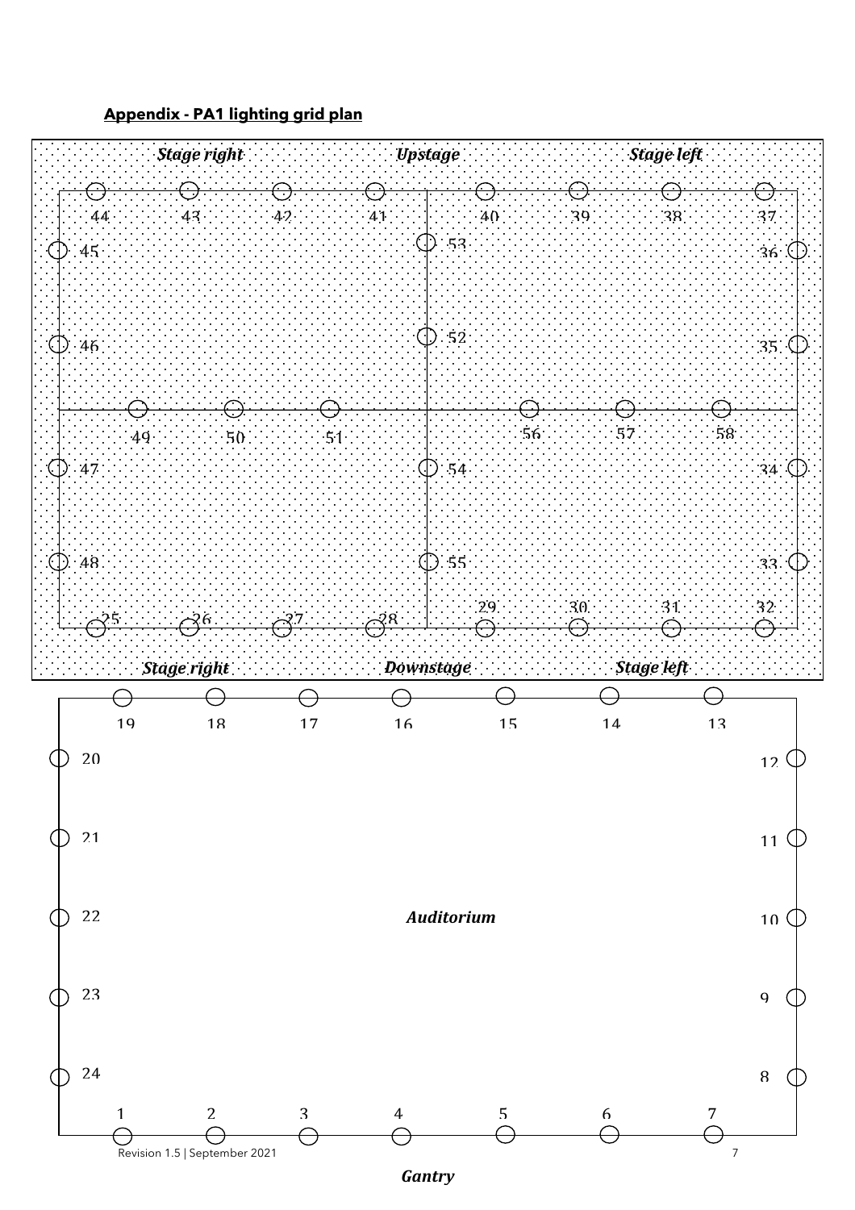**Appendix - PA1 lighting grid plan**

*Stage right* *Upstage* *Stage left*

44 43 42 41 40 39 38 37

45 53 36

46 52 35

49 50 51 56 57 58

47 54 34

48 55 33

25 26 27 28 29 30 31 32

*Stage right* *Downstage* *Stage left*

19 18 17 16 15 14 13

20 12

21 11

22 *Auditorium* 10

23 9

24 8

1 2 3 4 5 6 7

Revision 1.5 | September 2021

*Gantry*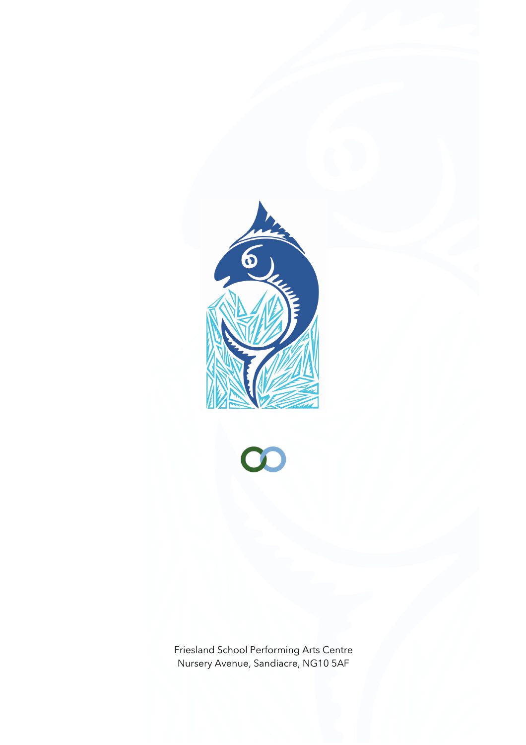Friesland School Performing Arts Centre
Nursery Avenue, Sandiacre, NG10 5AF